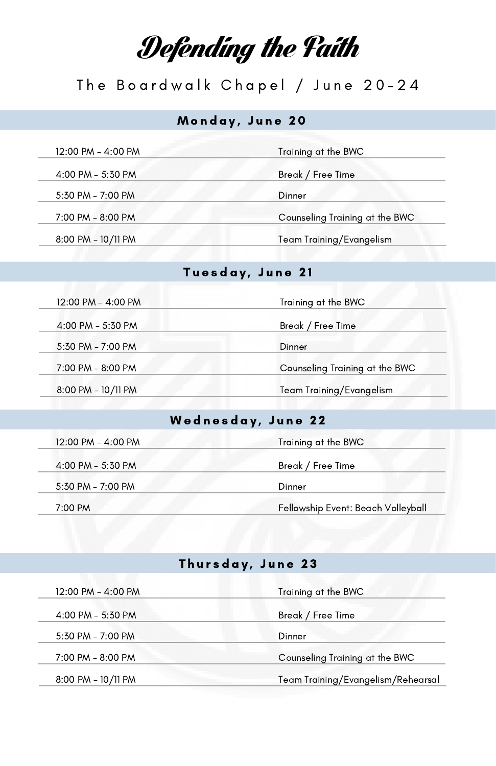# Defending the Faith

## The Boardwalk Chapel / June 20-24

### Monday, June 20

| | |
|---|---|
| 12:00 PM - 4:00 PM | Training at the BWC |
| 4:00 PM - 5:30 PM | Break / Free Time |
| 5:30 PM - 7:00 PM | Dinner |
| 7:00 PM - 8:00 PM | Counseling Training at the BWC |
| 8:00 PM - 10/11 PM | Team Training/Evangelism |

### Tuesday, June 21

| | |
|---|---|
| 12:00 PM - 4:00 PM | Training at the BWC |
| 4:00 PM - 5:30 PM | Break / Free Time |
| 5:30 PM - 7:00 PM | Dinner |
| 7:00 PM - 8:00 PM | Counseling Training at the BWC |
| 8:00 PM - 10/11 PM | Team Training/Evangelism |

### Wednesday, June 22

| | |
|---|---|
| 12:00 PM - 4:00 PM | Training at the BWC |
| 4:00 PM - 5:30 PM | Break / Free Time |
| 5:30 PM - 7:00 PM | Dinner |
| 7:00 PM | Fellowship Event: Beach Volleyball |

### Thursday, June 23

| | |
|---|---|
| 12:00 PM - 4:00 PM | Training at the BWC |
| 4:00 PM - 5:30 PM | Break / Free Time |
| 5:30 PM - 7:00 PM | Dinner |
| 7:00 PM - 8:00 PM | Counseling Training at the BWC |
| 8:00 PM - 10/11 PM | Team Training/Evangelism/Rehearsal |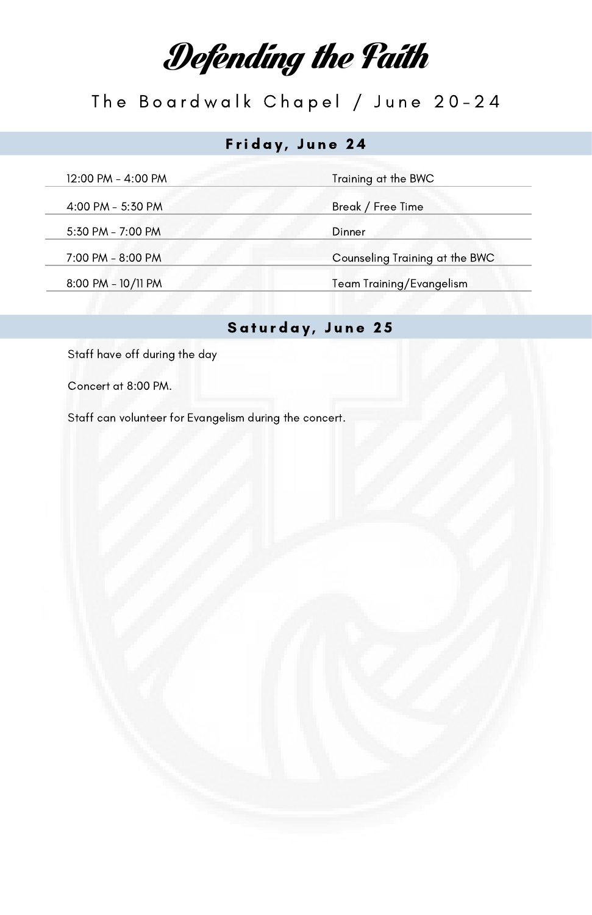# Defending the Faith

The Boardwalk Chapel / June 20-24

## Friday, June 24

| | |
|---|---|
| 12:00 PM - 4:00 PM | Training at the BWC |
| 4:00 PM - 5:30 PM | Break / Free Time |
| 5:30 PM - 7:00 PM | Dinner |
| 7:00 PM - 8:00 PM | Counseling Training at the BWC |
| 8:00 PM - 10/11 PM | Team Training/Evangelism |

## Saturday, June 25

Staff have off during the day

Concert at 8:00 PM.

Staff can volunteer for Evangelism during the concert.